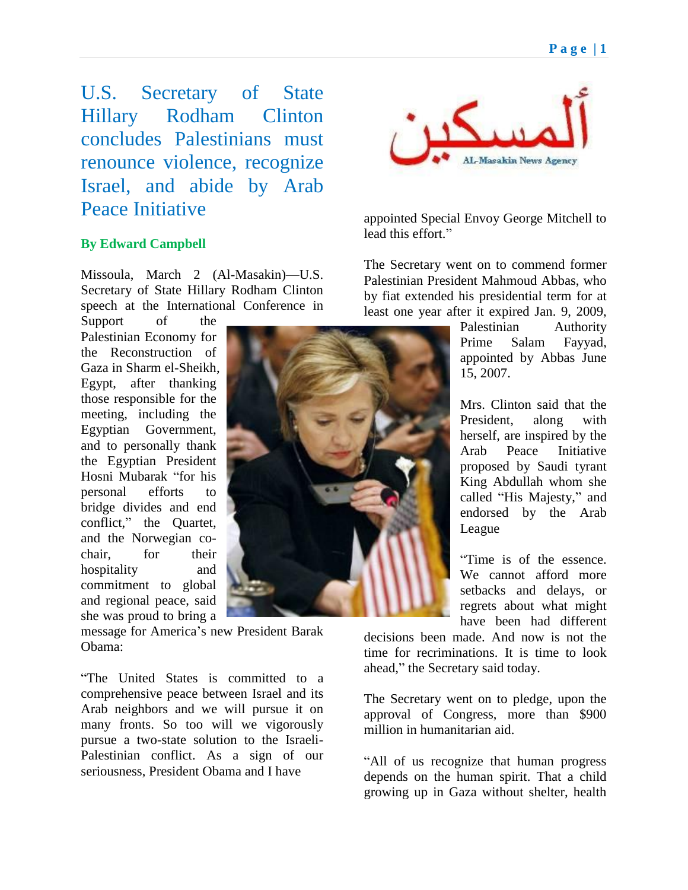# U.S. Secretary of State Hillary Rodham Clinton concludes Palestinians must renounce violence, recognize Israel, and abide by Arab Peace Initiative

**By Edward Campbell**

Missoula, March 2 (Al-Masakin)—U.S. Secretary of State Hillary Rodham Clinton speech at the International Conference in Support of the Palestinian Economy for the Reconstruction of Gaza in Sharm el-Sheikh, Egypt, after thanking those responsible for the meeting, including the Egyptian Government, and to personally thank the Egyptian President Hosni Mubarak "for his personal efforts to bridge divides and end conflict," the Quartet, and the Norwegian co-chair, for their hospitality and commitment to global and regional peace, said she was proud to bring a message for America's new President Barak Obama:

"The United States is committed to a comprehensive peace between Israel and its Arab neighbors and we will pursue it on many fronts. So too will we vigorously pursue a two-state solution to the Israeli-Palestinian conflict. As a sign of our seriousness, President Obama and I have appointed Special Envoy George Mitchell to lead this effort."

The Secretary went on to commend former Palestinian President Mahmoud Abbas, who by fiat extended his presidential term for at least one year after it expired Jan. 9, 2009, Palestinian Authority Prime Salam Fayyad, appointed by Abbas June 15, 2007.

Mrs. Clinton said that the President, along with herself, are inspired by the Arab Peace Initiative proposed by Saudi tyrant King Abdullah whom she called "His Majesty," and endorsed by the Arab League

"Time is of the essence. We cannot afford more setbacks and delays, or regrets about what might have been had different decisions been made. And now is not the time for recriminations. It is time to look ahead," the Secretary said today.

The Secretary went on to pledge, upon the approval of Congress, more than $900 million in humanitarian aid.

"All of us recognize that human progress depends on the human spirit. That a child growing up in Gaza without shelter, health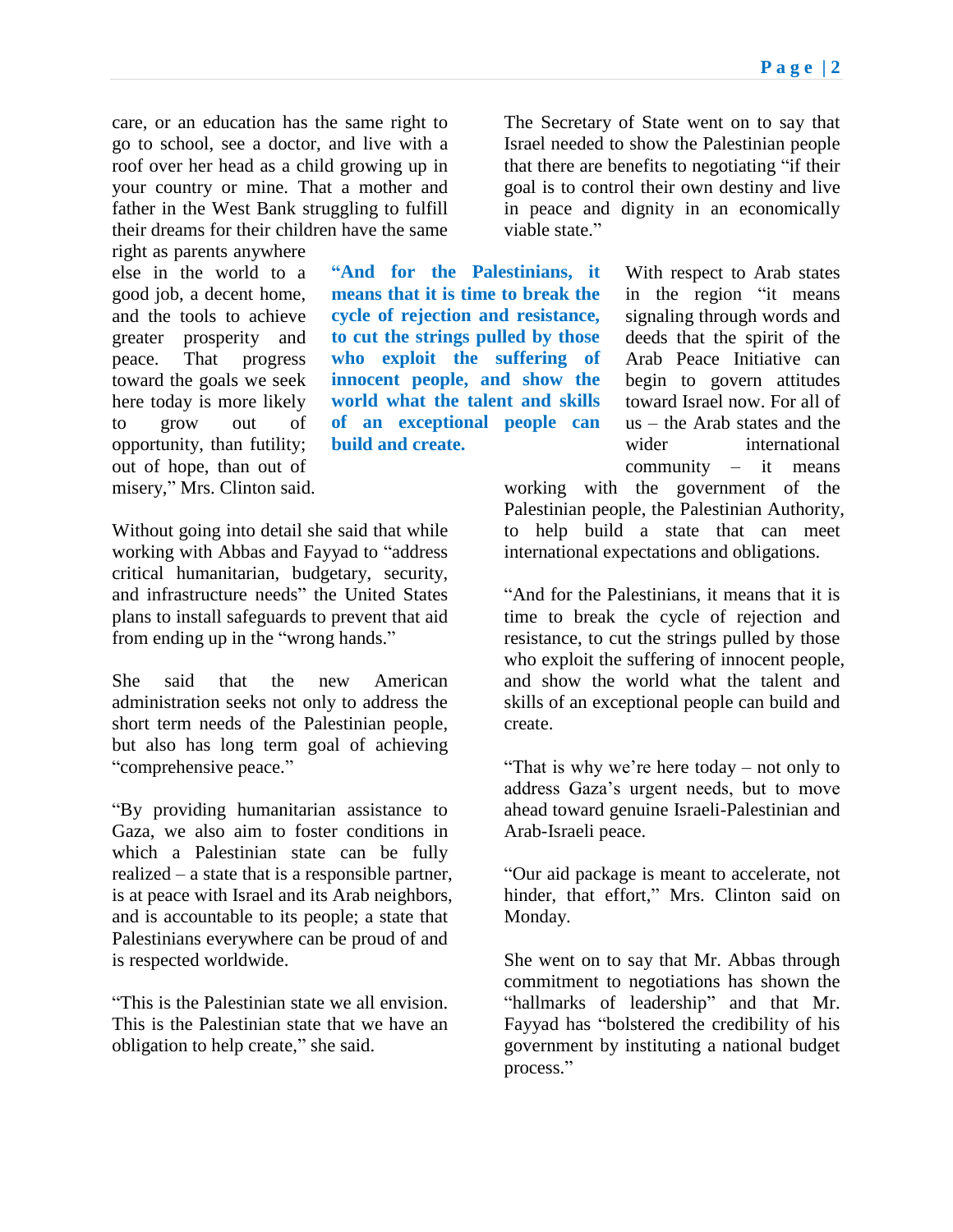care, or an education has the same right to go to school, see a doctor, and live with a roof over her head as a child growing up in your country or mine. That a mother and father in the West Bank struggling to fulfill their dreams for their children have the same right as parents anywhere else in the world to a good job, a decent home, and the tools to achieve greater prosperity and peace. That progress toward the goals we seek here today is more likely to grow out of opportunity, than futility; out of hope, than out of misery," Mrs. Clinton said.

**"And for the Palestinians, it means that it is time to break the cycle of rejection and resistance, to cut the strings pulled by those who exploit the suffering of innocent people, and show the world what the talent and skills of an exceptional people can build and create.**

Without going into detail she said that while working with Abbas and Fayyad to "address critical humanitarian, budgetary, security, and infrastructure needs" the United States plans to install safeguards to prevent that aid from ending up in the "wrong hands."

She said that the new American administration seeks not only to address the short term needs of the Palestinian people, but also has long term goal of achieving "comprehensive peace."

"By providing humanitarian assistance to Gaza, we also aim to foster conditions in which a Palestinian state can be fully realized – a state that is a responsible partner, is at peace with Israel and its Arab neighbors, and is accountable to its people; a state that Palestinians everywhere can be proud of and is respected worldwide.

"This is the Palestinian state we all envision. This is the Palestinian state that we have an obligation to help create," she said.

The Secretary of State went on to say that Israel needed to show the Palestinian people that there are benefits to negotiating "if their goal is to control their own destiny and live in peace and dignity in an economically viable state."

With respect to Arab states in the region "it means signaling through words and deeds that the spirit of the Arab Peace Initiative can begin to govern attitudes toward Israel now. For all of us – the Arab states and the wider international community – it means working with the government of the Palestinian people, the Palestinian Authority, to help build a state that can meet international expectations and obligations.

"And for the Palestinians, it means that it is time to break the cycle of rejection and resistance, to cut the strings pulled by those who exploit the suffering of innocent people, and show the world what the talent and skills of an exceptional people can build and create.

"That is why we're here today – not only to address Gaza's urgent needs, but to move ahead toward genuine Israeli-Palestinian and Arab-Israeli peace.

"Our aid package is meant to accelerate, not hinder, that effort," Mrs. Clinton said on Monday.

She went on to say that Mr. Abbas through commitment to negotiations has shown the "hallmarks of leadership" and that Mr. Fayyad has "bolstered the credibility of his government by instituting a national budget process."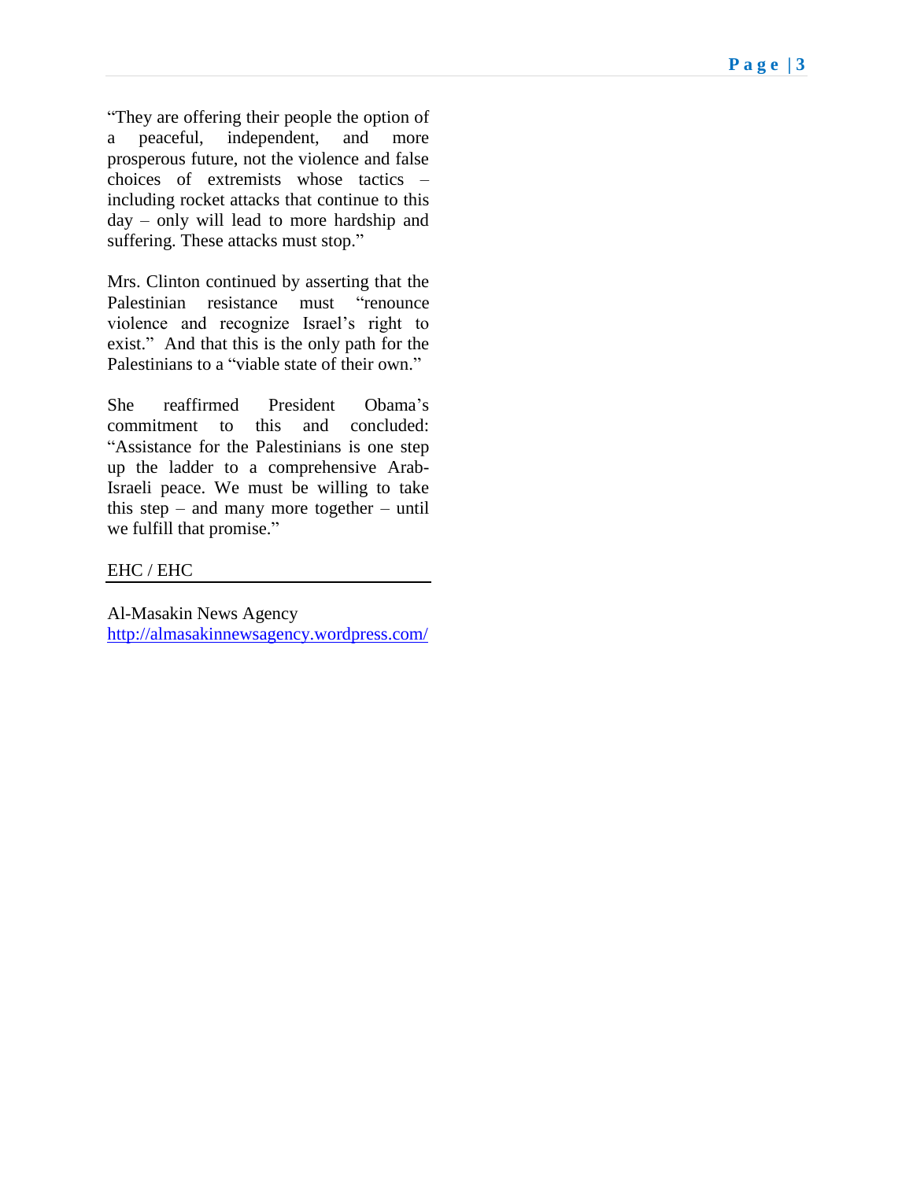"They are offering their people the option of a peaceful, independent, and more prosperous future, not the violence and false choices of extremists whose tactics – including rocket attacks that continue to this day – only will lead to more hardship and suffering. These attacks must stop."

Mrs. Clinton continued by asserting that the Palestinian resistance must "renounce violence and recognize Israel's right to exist." And that this is the only path for the Palestinians to a "viable state of their own."

She reaffirmed President Obama's commitment to this and concluded: "Assistance for the Palestinians is one step up the ladder to a comprehensive Arab-Israeli peace. We must be willing to take this step – and many more together – until we fulfill that promise."

EHC / EHC

---

Al-Masakin News Agency
http://almasakinnewsagency.wordpress.com/